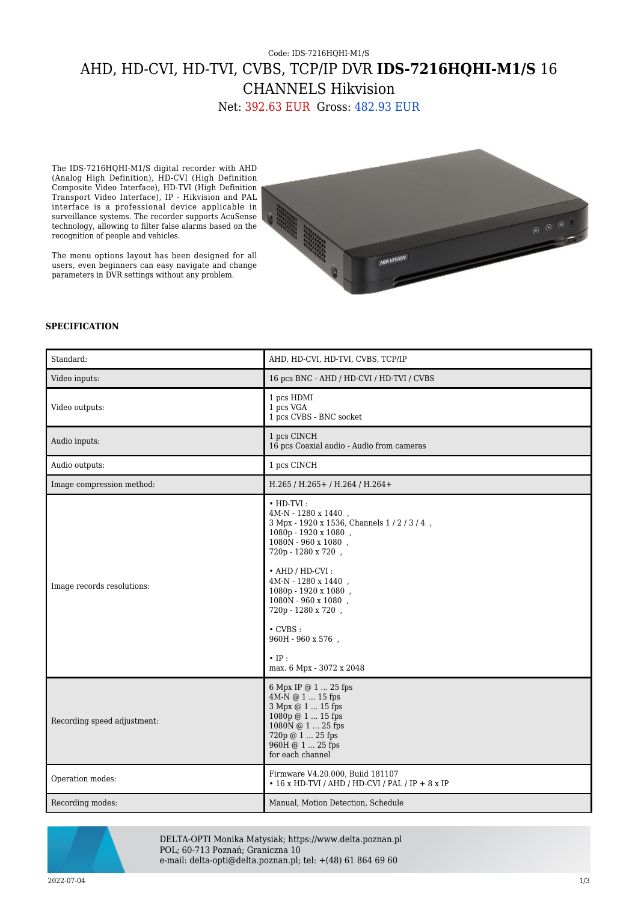Code: IDS-7216HQHI-M1/S

# AHD, HD-CVI, HD-TVI, CVBS, TCP/IP DVR **IDS-7216HQHI-M1/S** 16 CHANNELS Hikvision

Net: 392.63 EUR Gross: 482.93 EUR

The IDS-7216HQHI-M1/S digital recorder with AHD (Analog High Definition), HD-CVI (High Definition Composite Video Interface), HD-TVI (High Definition Transport Video Interface), IP - Hikvision and PAL interface is a professional device applicable in surveillance systems. The recorder supports AcuSense technology, allowing to filter false alarms based on the recognition of people and vehicles.

The menu options layout has been designed for all users, even beginners can easy navigate and change parameters in DVR settings without any problem.

### SPECIFICATION

| | |
|---|---|
| Standard: | AHD, HD-CVI, HD-TVI, CVBS, TCP/IP |
| Video inputs: | 16 pcs BNC - AHD / HD-CVI / HD-TVI / CVBS |
| Video outputs: | 1 pcs HDMI<br>1 pcs VGA<br>1 pcs CVBS - BNC socket |
| Audio inputs: | 1 pcs CINCH<br>16 pcs Coaxial audio - Audio from cameras |
| Audio outputs: | 1 pcs CINCH |
| Image compression method: | H.265 / H.265+ / H.264 / H.264+ |
| Image records resolutions: | • HD-TVI :<br>4M-N - 1280 x 1440 ,<br>3 Mpx - 1920 x 1536, Channels 1 / 2 / 3 / 4 ,<br>1080p - 1920 x 1080 ,<br>1080N - 960 x 1080 ,<br>720p - 1280 x 720 ,<br><br>• AHD / HD-CVI :<br>4M-N - 1280 x 1440 ,<br>1080p - 1920 x 1080 ,<br>1080N - 960 x 1080 ,<br>720p - 1280 x 720 ,<br><br>• CVBS :<br>960H - 960 x 576 ,<br><br>• IP :<br>max. 6 Mpx - 3072 x 2048 |
| Recording speed adjustment: | 6 Mpx IP @ 1 ... 25 fps<br>4M-N @ 1 ... 15 fps<br>3 Mpx @ 1 ... 15 fps<br>1080p @ 1 ... 15 fps<br>1080N @ 1 ... 25 fps<br>720p @ 1 ... 25 fps<br>960H @ 1 ... 25 fps<br>for each channel |
| Operation modes: | Firmware V4.20.000, Buiid 181107<br>• 16 x HD-TVI / AHD / HD-CVI / PAL / IP + 8 x IP |
| Recording modes: | Manual, Motion Detection, Schedule |

DELTA-OPTI Monika Matysiak; https://www.delta.poznan.pl
POL; 60-713 Poznań; Graniczna 10
e-mail: delta-opti@delta.poznan.pl; tel: +(48) 61 864 69 60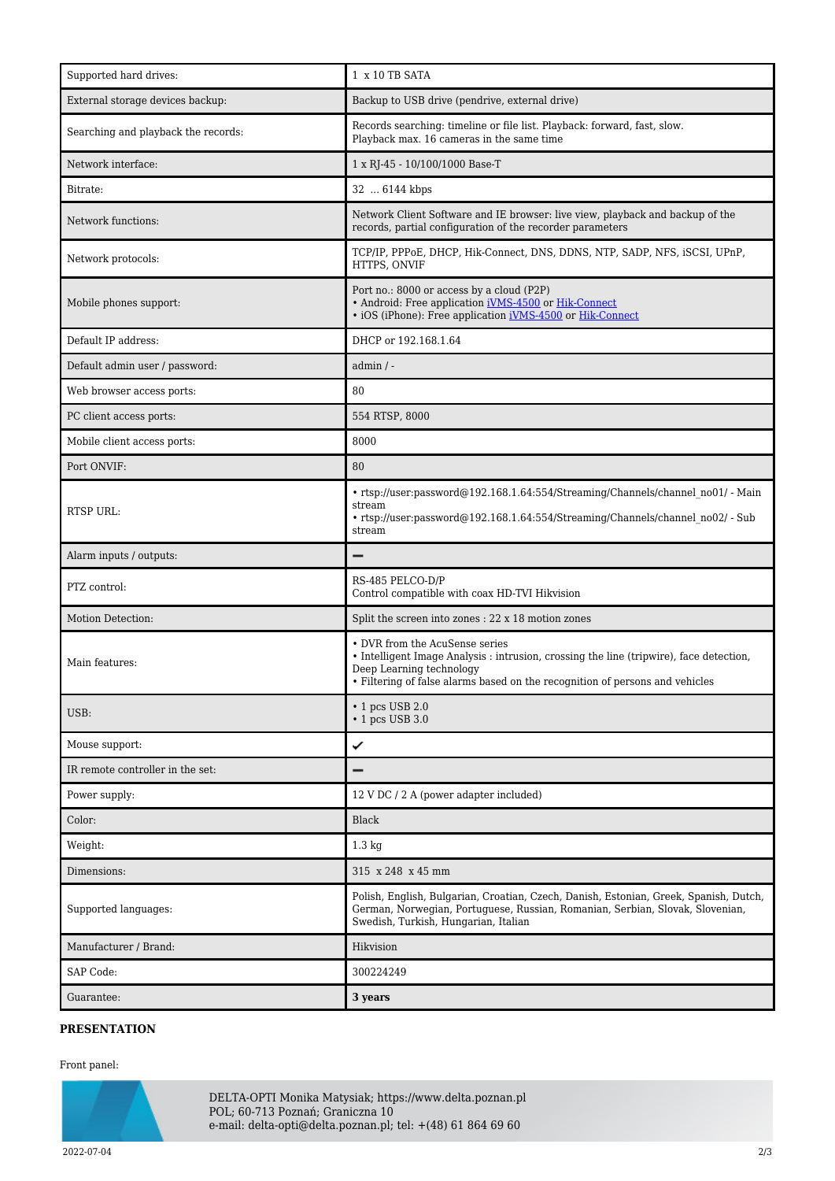| Supported hard drives: | 1 x 10 TB SATA |
|---|---|
| External storage devices backup: | Backup to USB drive (pendrive, external drive) |
| Searching and playback the records: | Records searching: timeline or file list. Playback: forward, fast, slow.<br>Playback max. 16 cameras in the same time |
| Network interface: | 1 x RJ-45 - 10/100/1000 Base-T |
| Bitrate: | 32 ... 6144 kbps |
| Network functions: | Network Client Software and IE browser: live view, playback and backup of the records, partial configuration of the recorder parameters |
| Network protocols: | TCP/IP, PPPoE, DHCP, Hik-Connect, DNS, DDNS, NTP, SADP, NFS, iSCSI, UPnP, HTTPS, ONVIF |
| Mobile phones support: | Port no.: 8000 or access by a cloud (P2P)<br>• Android: Free application iVMS-4500 or Hik-Connect<br>• iOS (iPhone): Free application iVMS-4500 or Hik-Connect |
| Default IP address: | DHCP or 192.168.1.64 |
| Default admin user / password: | admin / - |
| Web browser access ports: | 80 |
| PC client access ports: | 554 RTSP, 8000 |
| Mobile client access ports: | 8000 |
| Port ONVIF: | 80 |
| RTSP URL: | • rtsp://user:password@192.168.1.64:554/Streaming/Channels/channel_no01/ - Main stream<br>• rtsp://user:password@192.168.1.64:554/Streaming/Channels/channel_no02/ - Sub stream |
| Alarm inputs / outputs: | – |
| PTZ control: | RS-485 PELCO-D/P<br>Control compatible with coax HD-TVI Hikvision |
| Motion Detection: | Split the screen into zones : 22 x 18 motion zones |
| Main features: | • DVR from the AcuSense series<br>• Intelligent Image Analysis : intrusion, crossing the line (tripwire), face detection, Deep Learning technology<br>• Filtering of false alarms based on the recognition of persons and vehicles |
| USB: | • 1 pcs USB 2.0<br>• 1 pcs USB 3.0 |
| Mouse support: | ✔ |
| IR remote controller in the set: | – |
| Power supply: | 12 V DC / 2 A (power adapter included) |
| Color: | Black |
| Weight: | 1.3 kg |
| Dimensions: | 315 x 248 x 45 mm |
| Supported languages: | Polish, English, Bulgarian, Croatian, Czech, Danish, Estonian, Greek, Spanish, Dutch, German, Norwegian, Portuguese, Russian, Romanian, Serbian, Slovak, Slovenian, Swedish, Turkish, Hungarian, Italian |
| Manufacturer / Brand: | Hikvision |
| SAP Code: | 300224249 |
| Guarantee: | **3 years** |

## PRESENTATION

Front panel: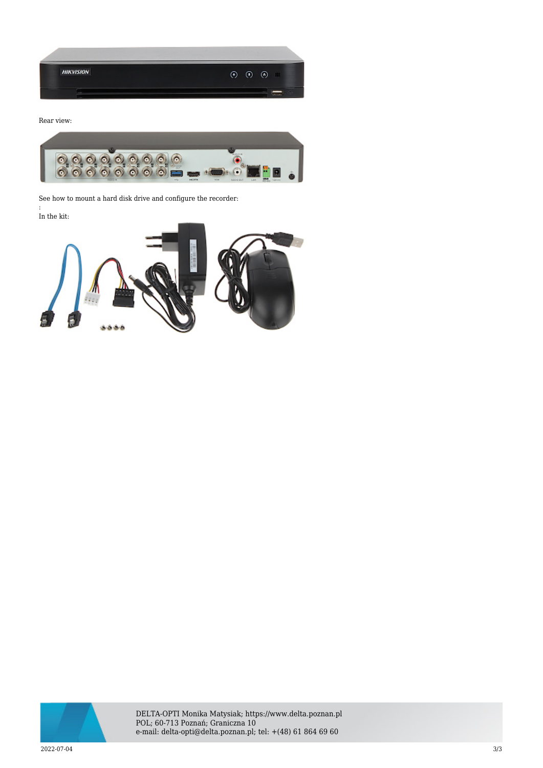Rear view:

See how to mount a hard disk drive and configure the recorder:

:

In the kit: